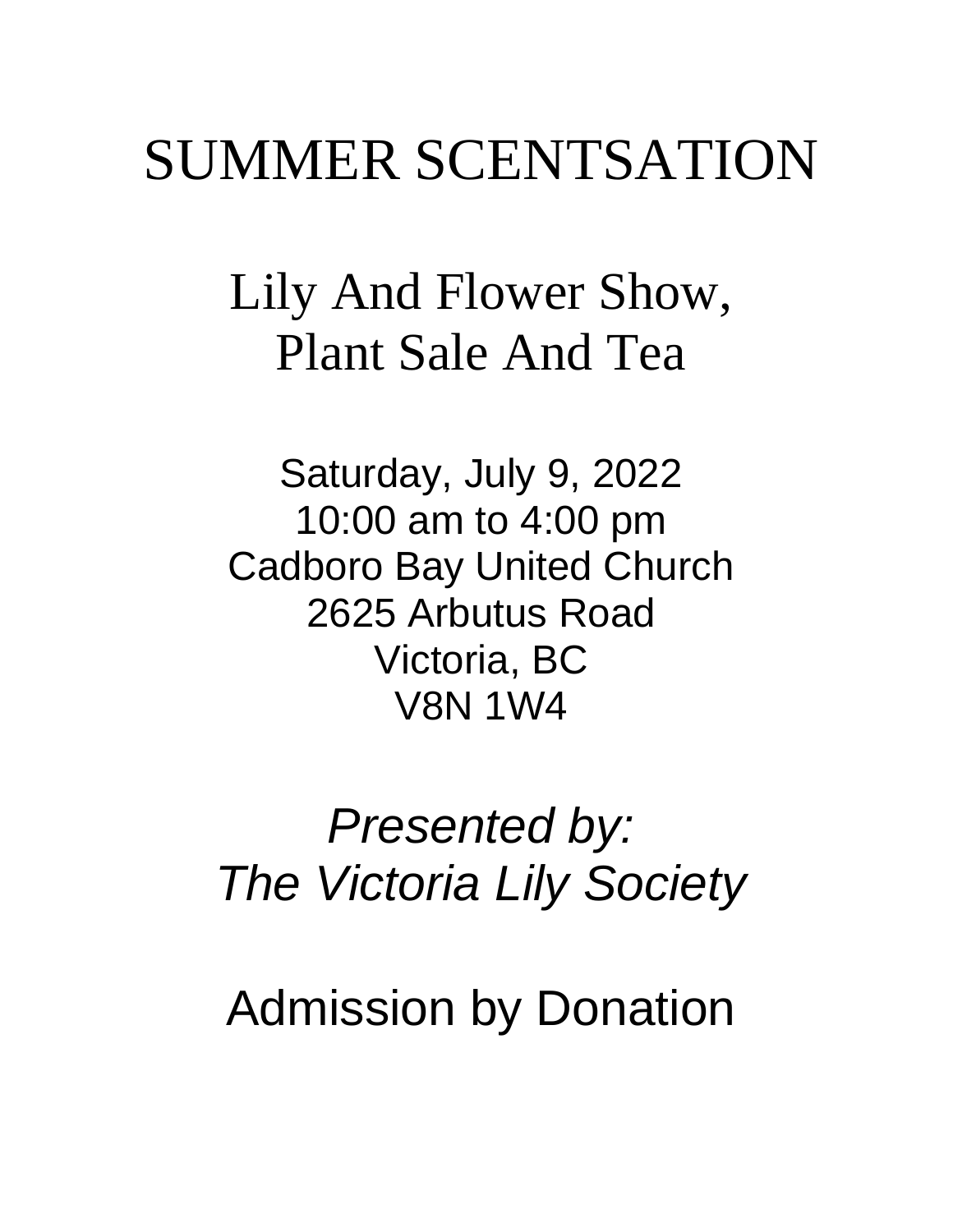# SUMMER SCENTSATION

## Lily And Flower Show, Plant Sale And Tea

Saturday, July 9, 2022
10:00 am to 4:00 pm
Cadboro Bay United Church
2625 Arbutus Road
Victoria, BC
V8N 1W4

*Presented by:*
*The Victoria Lily Society*

Admission by Donation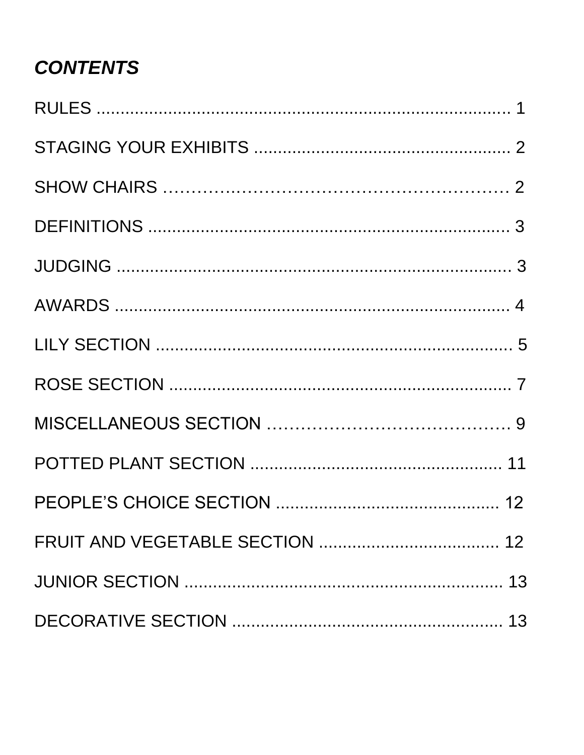## *CONTENTS*

RULES ............................................................................... 1

STAGING YOUR EXHIBITS ..................................................... 2

SHOW CHAIRS ……………………………………………………… 2

DEFINITIONS ............................................................................ 3

JUDGING ..................................................................................... 3

AWARDS ...................................................................................... 4

LILY SECTION ........................................................................... 5

ROSE SECTION .......................................................................... 7

MISCELLANEOUS SECTION ……………………………………… 9

POTTED PLANT SECTION ..................................................... 11

PEOPLE'S CHOICE SECTION ............................................... 12

FRUIT AND VEGETABLE SECTION ...................................... 12

JUNIOR SECTION .................................................................... 13

DECORATIVE SECTION .......................................................... 13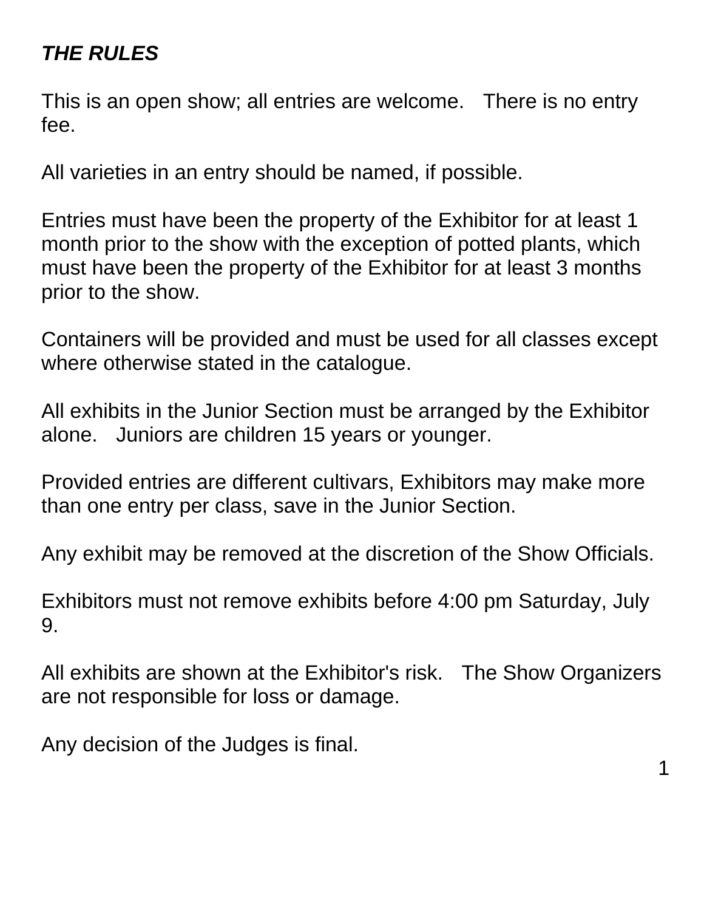***THE RULES***

This is an open show; all entries are welcome.   There is no entry fee.

All varieties in an entry should be named, if possible.

Entries must have been the property of the Exhibitor for at least 1 month prior to the show with the exception of potted plants, which must have been the property of the Exhibitor for at least 3 months prior to the show.

Containers will be provided and must be used for all classes except where otherwise stated in the catalogue.

All exhibits in the Junior Section must be arranged by the Exhibitor alone.   Juniors are children 15 years or younger.

Provided entries are different cultivars, Exhibitors may make more than one entry per class, save in the Junior Section.

Any exhibit may be removed at the discretion of the Show Officials.

Exhibitors must not remove exhibits before 4:00 pm Saturday, July 9.

All exhibits are shown at the Exhibitor's risk.   The Show Organizers are not responsible for loss or damage.

Any decision of the Judges is final.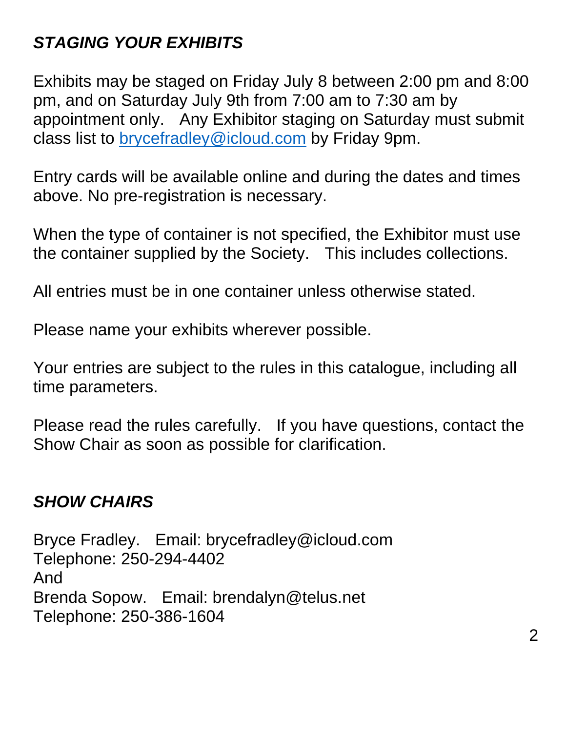## *STAGING YOUR EXHIBITS*

Exhibits may be staged on Friday July 8 between 2:00 pm and 8:00 pm, and on Saturday July 9th from 7:00 am to 7:30 am by appointment only. Any Exhibitor staging on Saturday must submit class list to brycefradley@icloud.com by Friday 9pm.

Entry cards will be available online and during the dates and times above. No pre-registration is necessary.

When the type of container is not specified, the Exhibitor must use the container supplied by the Society. This includes collections.

All entries must be in one container unless otherwise stated.

Please name your exhibits wherever possible.

Your entries are subject to the rules in this catalogue, including all time parameters.

Please read the rules carefully. If you have questions, contact the Show Chair as soon as possible for clarification.

## *SHOW CHAIRS*

Bryce Fradley. Email: brycefradley@icloud.com
Telephone: 250-294-4402
And
Brenda Sopow. Email: brendalyn@telus.net
Telephone: 250-386-1604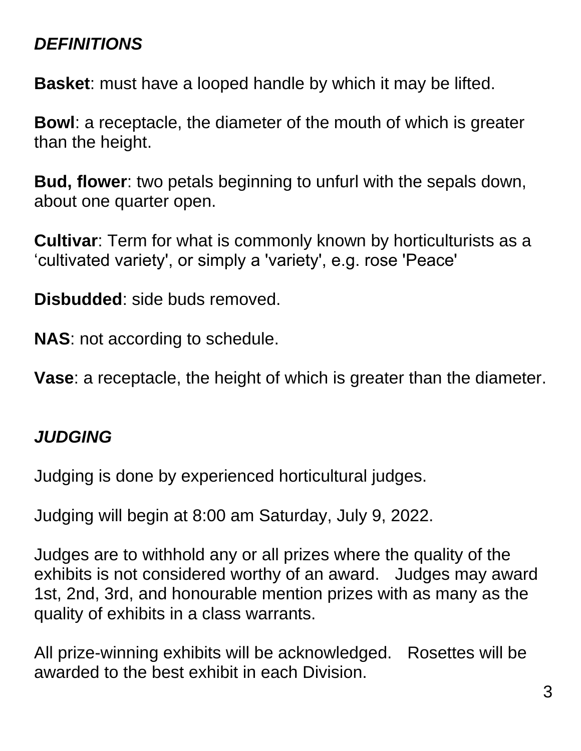## *DEFINITIONS*

**Basket**: must have a looped handle by which it may be lifted.

**Bowl**: a receptacle, the diameter of the mouth of which is greater than the height.

**Bud, flower**: two petals beginning to unfurl with the sepals down, about one quarter open.

**Cultivar**: Term for what is commonly known by horticulturists as a 'cultivated variety', or simply a 'variety', e.g. rose 'Peace'

**Disbudded**: side buds removed.

**NAS**: not according to schedule.

**Vase**: a receptacle, the height of which is greater than the diameter.

## *JUDGING*

Judging is done by experienced horticultural judges.

Judging will begin at 8:00 am Saturday, July 9, 2022.

Judges are to withhold any or all prizes where the quality of the exhibits is not considered worthy of an award. Judges may award 1st, 2nd, 3rd, and honourable mention prizes with as many as the quality of exhibits in a class warrants.

All prize-winning exhibits will be acknowledged. Rosettes will be awarded to the best exhibit in each Division.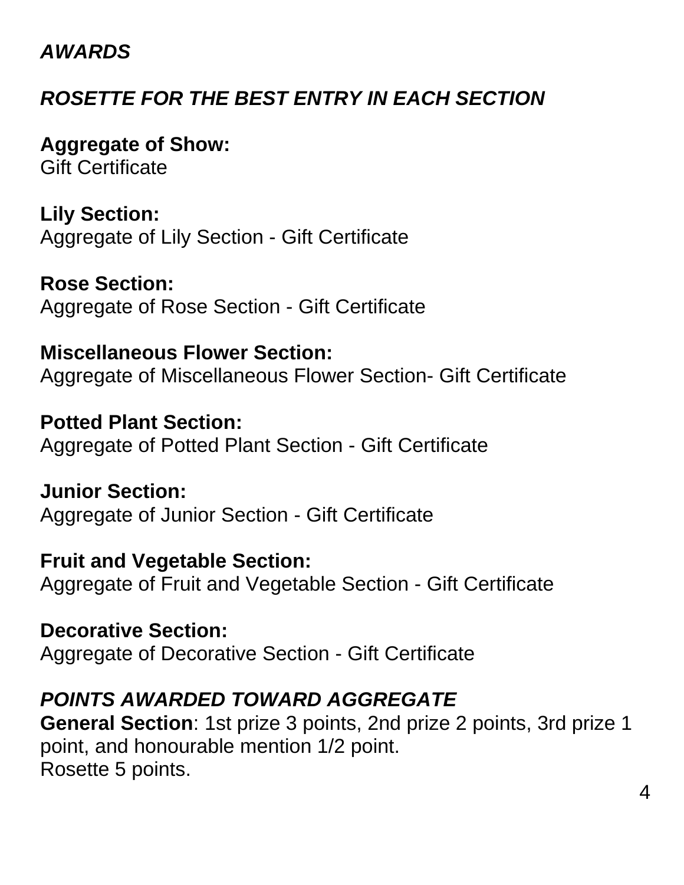## *AWARDS*

### *ROSETTE FOR THE BEST ENTRY IN EACH SECTION*

**Aggregate of Show:**
Gift Certificate

**Lily Section:**
Aggregate of Lily Section - Gift Certificate

**Rose Section:**
Aggregate of Rose Section - Gift Certificate

**Miscellaneous Flower Section:**
Aggregate of Miscellaneous Flower Section- Gift Certificate

**Potted Plant Section:**
Aggregate of Potted Plant Section - Gift Certificate

**Junior Section:**
Aggregate of Junior Section - Gift Certificate

**Fruit and Vegetable Section:**
Aggregate of Fruit and Vegetable Section - Gift Certificate

**Decorative Section:**
Aggregate of Decorative Section - Gift Certificate

### *POINTS AWARDED TOWARD AGGREGATE*

**General Section**: 1st prize 3 points, 2nd prize 2 points, 3rd prize 1 point, and honourable mention 1/2 point.
Rosette 5 points.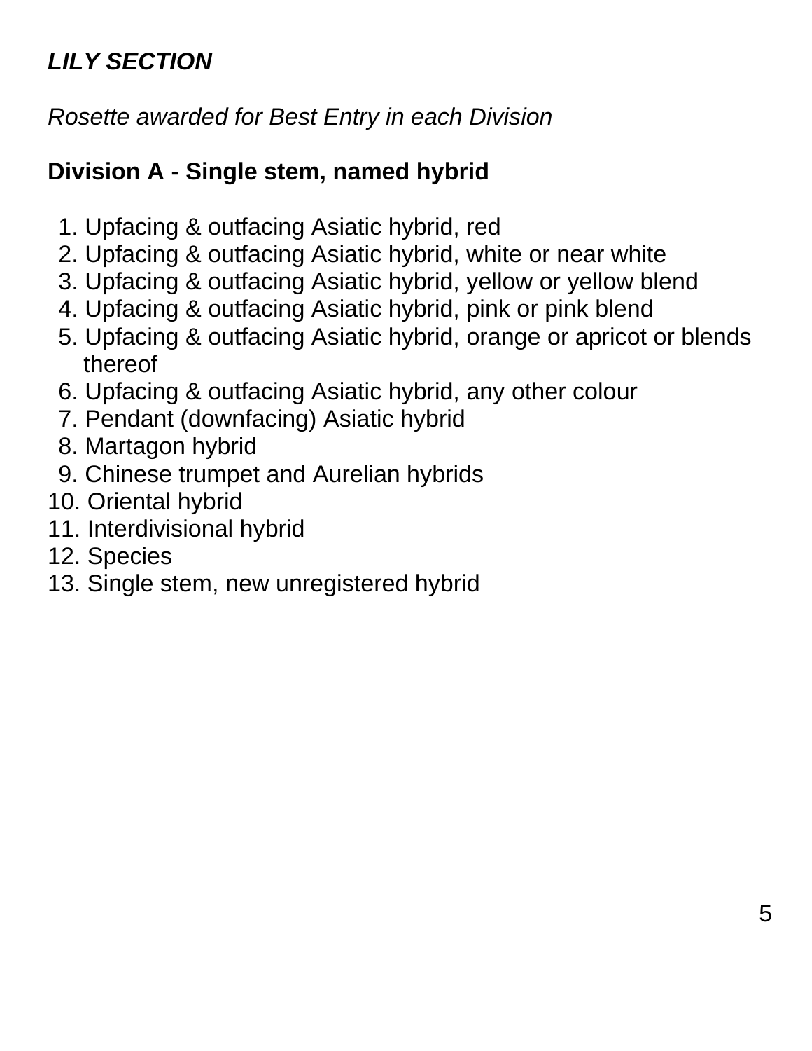***LILY SECTION***

*Rosette awarded for Best Entry in each Division*

**Division A - Single stem, named hybrid**

1. Upfacing & outfacing Asiatic hybrid, red
2. Upfacing & outfacing Asiatic hybrid, white or near white
3. Upfacing & outfacing Asiatic hybrid, yellow or yellow blend
4. Upfacing & outfacing Asiatic hybrid, pink or pink blend
5. Upfacing & outfacing Asiatic hybrid, orange or apricot or blends thereof
6. Upfacing & outfacing Asiatic hybrid, any other colour
7. Pendant (downfacing) Asiatic hybrid
8. Martagon hybrid
9. Chinese trumpet and Aurelian hybrids
10. Oriental hybrid
11. Interdivisional hybrid
12. Species
13. Single stem, new unregistered hybrid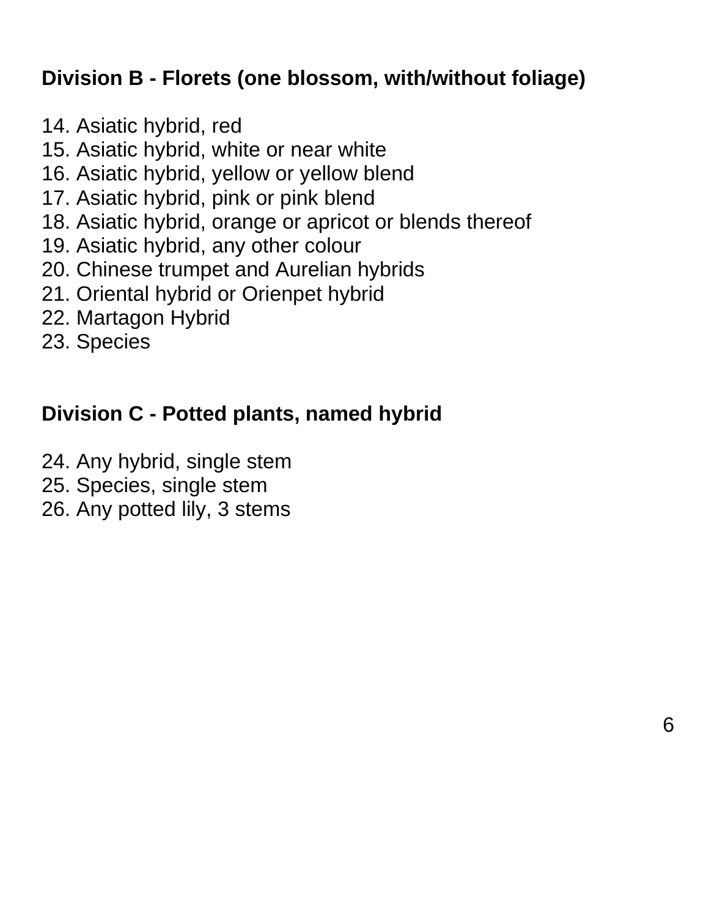### Division B - Florets (one blossom, with/without foliage)

14. Asiatic hybrid, red
15. Asiatic hybrid, white or near white
16. Asiatic hybrid, yellow or yellow blend
17. Asiatic hybrid, pink or pink blend
18. Asiatic hybrid, orange or apricot or blends thereof
19. Asiatic hybrid, any other colour
20. Chinese trumpet and Aurelian hybrids
21. Oriental hybrid or Orienpet hybrid
22. Martagon Hybrid
23. Species

### Division C - Potted plants, named hybrid

24. Any hybrid, single stem
25. Species, single stem
26. Any potted lily, 3 stems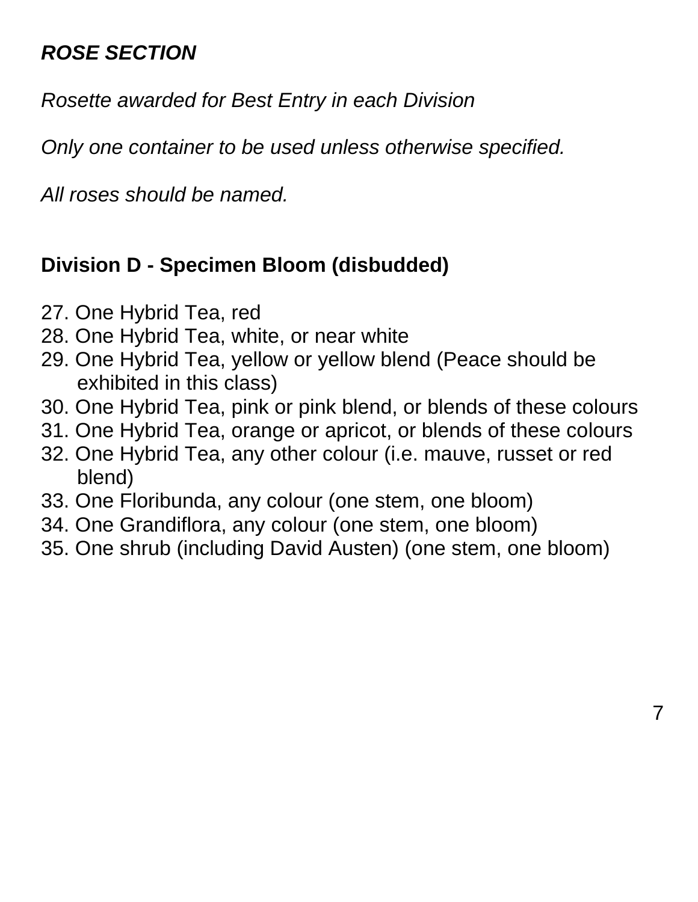***ROSE SECTION***

*Rosette awarded for Best Entry in each Division*

*Only one container to be used unless otherwise specified.*

*All roses should be named.*

**Division D - Specimen Bloom (disbudded)**

27. One Hybrid Tea, red
28. One Hybrid Tea, white, or near white
29. One Hybrid Tea, yellow or yellow blend (Peace should be exhibited in this class)
30. One Hybrid Tea, pink or pink blend, or blends of these colours
31. One Hybrid Tea, orange or apricot, or blends of these colours
32. One Hybrid Tea, any other colour (i.e. mauve, russet or red blend)
33. One Floribunda, any colour (one stem, one bloom)
34. One Grandiflora, any colour (one stem, one bloom)
35. One shrub (including David Austen) (one stem, one bloom)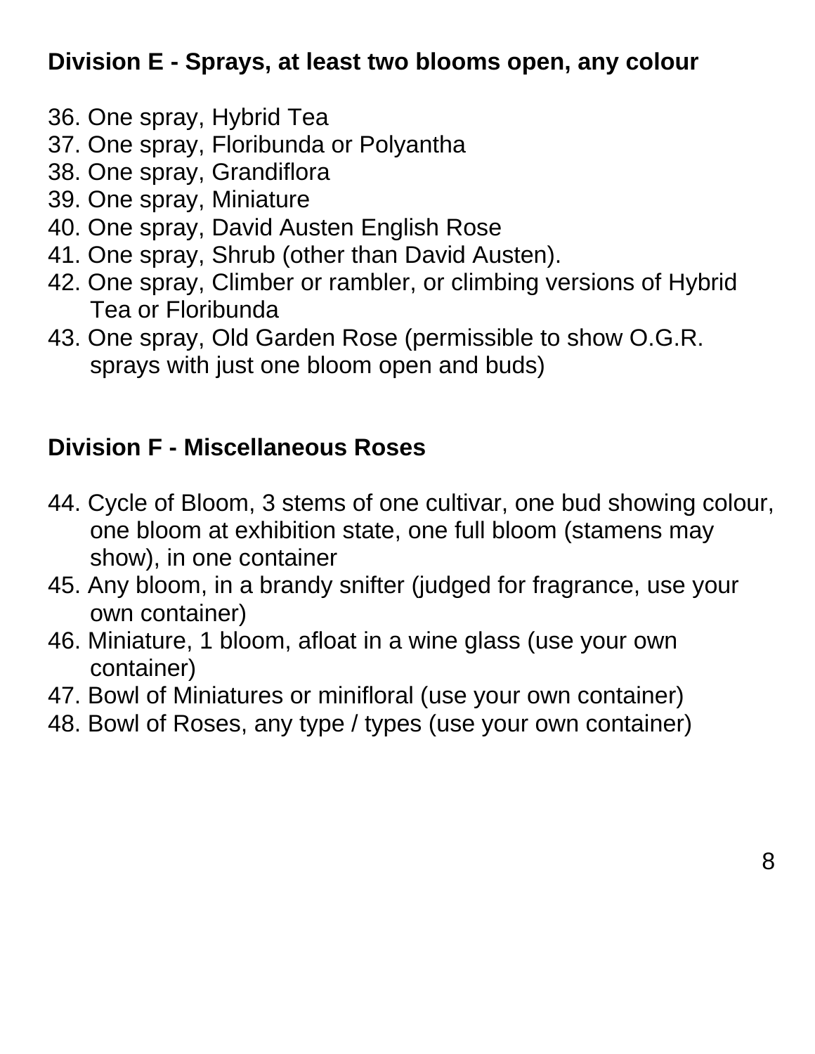## Division E - Sprays, at least two blooms open, any colour

36. One spray, Hybrid Tea
37. One spray, Floribunda or Polyantha
38. One spray, Grandiflora
39. One spray, Miniature
40. One spray, David Austen English Rose
41. One spray, Shrub (other than David Austen).
42. One spray, Climber or rambler, or climbing versions of Hybrid Tea or Floribunda
43. One spray, Old Garden Rose (permissible to show O.G.R. sprays with just one bloom open and buds)

## Division F - Miscellaneous Roses

44. Cycle of Bloom, 3 stems of one cultivar, one bud showing colour, one bloom at exhibition state, one full bloom (stamens may show), in one container
45. Any bloom, in a brandy snifter (judged for fragrance, use your own container)
46. Miniature, 1 bloom, afloat in a wine glass (use your own container)
47. Bowl of Miniatures or minifloral (use your own container)
48. Bowl of Roses, any type / types (use your own container)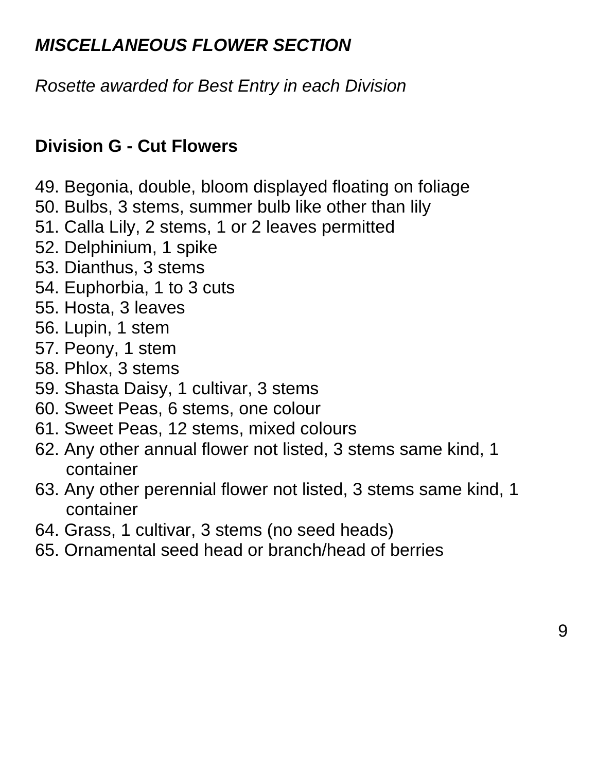***MISCELLANEOUS FLOWER SECTION***

*Rosette awarded for Best Entry in each Division*

**Division G - Cut Flowers**

49. Begonia, double, bloom displayed floating on foliage
50. Bulbs, 3 stems, summer bulb like other than lily
51. Calla Lily, 2 stems, 1 or 2 leaves permitted
52. Delphinium, 1 spike
53. Dianthus, 3 stems
54. Euphorbia, 1 to 3 cuts
55. Hosta, 3 leaves
56. Lupin, 1 stem
57. Peony, 1 stem
58. Phlox, 3 stems
59. Shasta Daisy, 1 cultivar, 3 stems
60. Sweet Peas, 6 stems, one colour
61. Sweet Peas, 12 stems, mixed colours
62. Any other annual flower not listed, 3 stems same kind, 1 container
63. Any other perennial flower not listed, 3 stems same kind, 1 container
64. Grass, 1 cultivar, 3 stems (no seed heads)
65. Ornamental seed head or branch/head of berries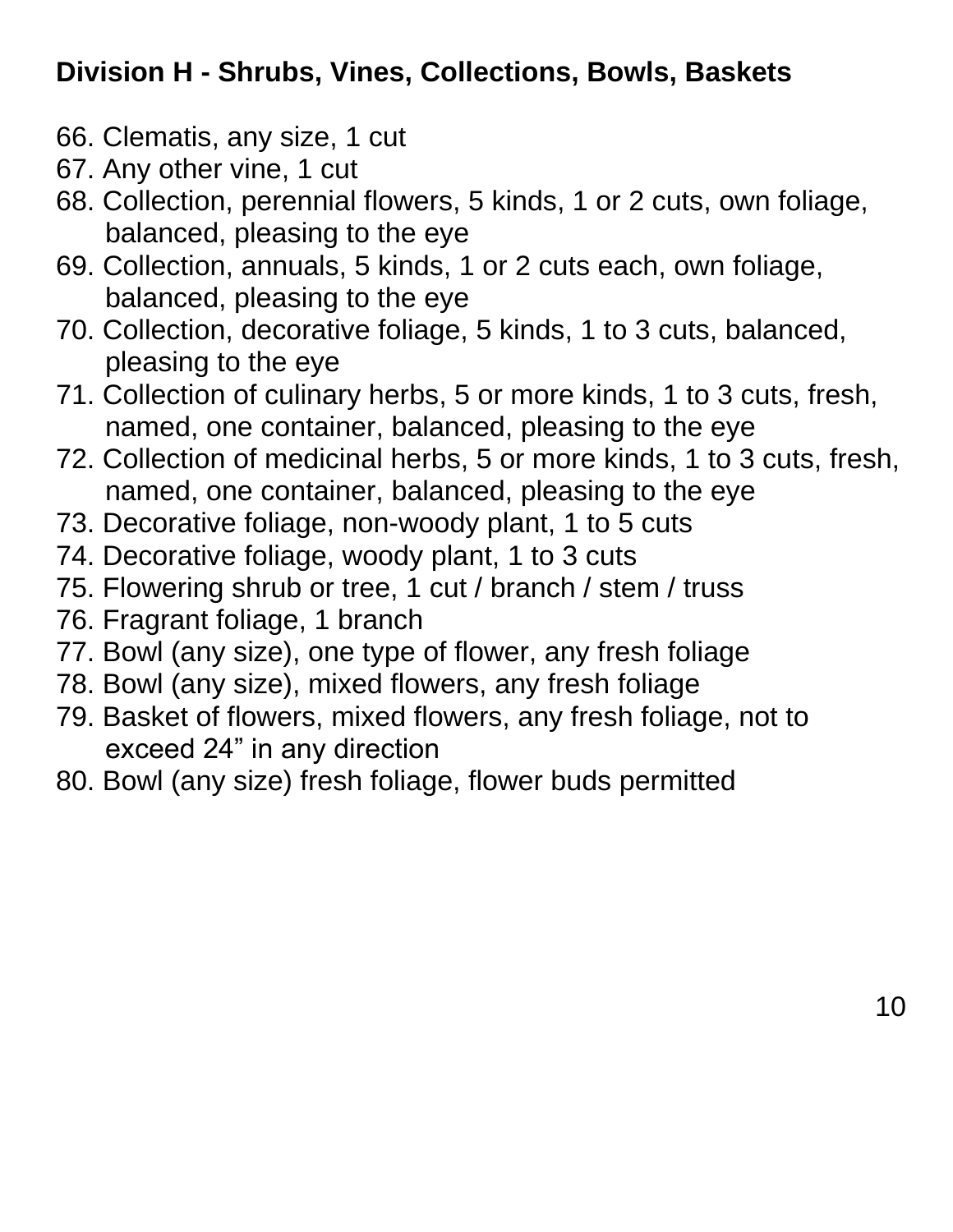**Division H - Shrubs, Vines, Collections, Bowls, Baskets**

66. Clematis, any size, 1 cut
67. Any other vine, 1 cut
68. Collection, perennial flowers, 5 kinds, 1 or 2 cuts, own foliage, balanced, pleasing to the eye
69. Collection, annuals, 5 kinds, 1 or 2 cuts each, own foliage, balanced, pleasing to the eye
70. Collection, decorative foliage, 5 kinds, 1 to 3 cuts, balanced, pleasing to the eye
71. Collection of culinary herbs, 5 or more kinds, 1 to 3 cuts, fresh, named, one container, balanced, pleasing to the eye
72. Collection of medicinal herbs, 5 or more kinds, 1 to 3 cuts, fresh, named, one container, balanced, pleasing to the eye
73. Decorative foliage, non-woody plant, 1 to 5 cuts
74. Decorative foliage, woody plant, 1 to 3 cuts
75. Flowering shrub or tree, 1 cut / branch / stem / truss
76. Fragrant foliage, 1 branch
77. Bowl (any size), one type of flower, any fresh foliage
78. Bowl (any size), mixed flowers, any fresh foliage
79. Basket of flowers, mixed flowers, any fresh foliage, not to exceed 24” in any direction
80. Bowl (any size) fresh foliage, flower buds permitted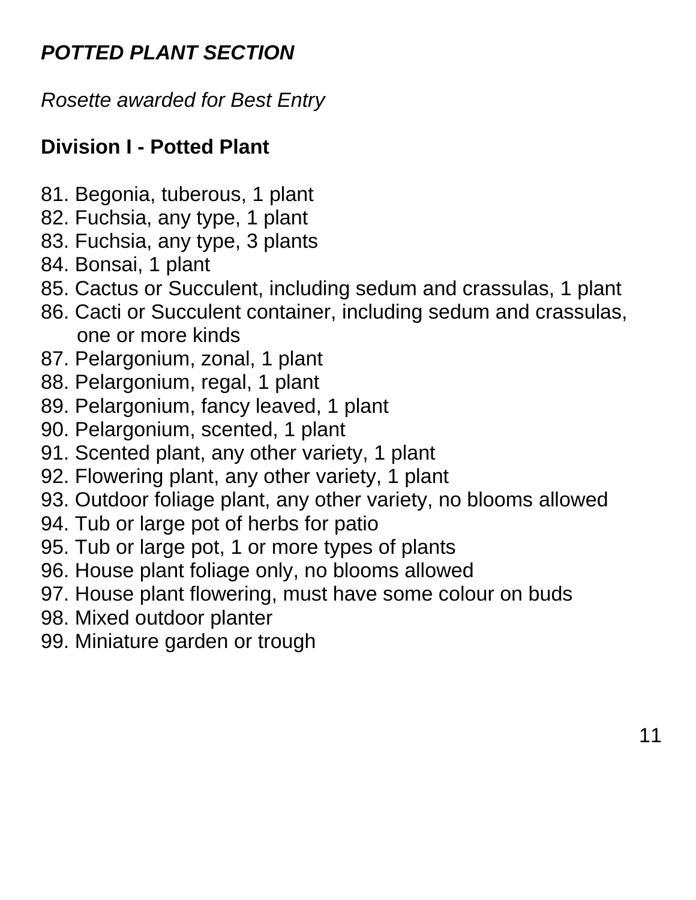***POTTED PLANT SECTION***

*Rosette awarded for Best Entry*

**Division I - Potted Plant**

81. Begonia, tuberous, 1 plant
82. Fuchsia, any type, 1 plant
83. Fuchsia, any type, 3 plants
84. Bonsai, 1 plant
85. Cactus or Succulent, including sedum and crassulas, 1 plant
86. Cacti or Succulent container, including sedum and crassulas, one or more kinds
87. Pelargonium, zonal, 1 plant
88. Pelargonium, regal, 1 plant
89. Pelargonium, fancy leaved, 1 plant
90. Pelargonium, scented, 1 plant
91. Scented plant, any other variety, 1 plant
92. Flowering plant, any other variety, 1 plant
93. Outdoor foliage plant, any other variety, no blooms allowed
94. Tub or large pot of herbs for patio
95. Tub or large pot, 1 or more types of plants
96. House plant foliage only, no blooms allowed
97. House plant flowering, must have some colour on buds
98. Mixed outdoor planter
99. Miniature garden or trough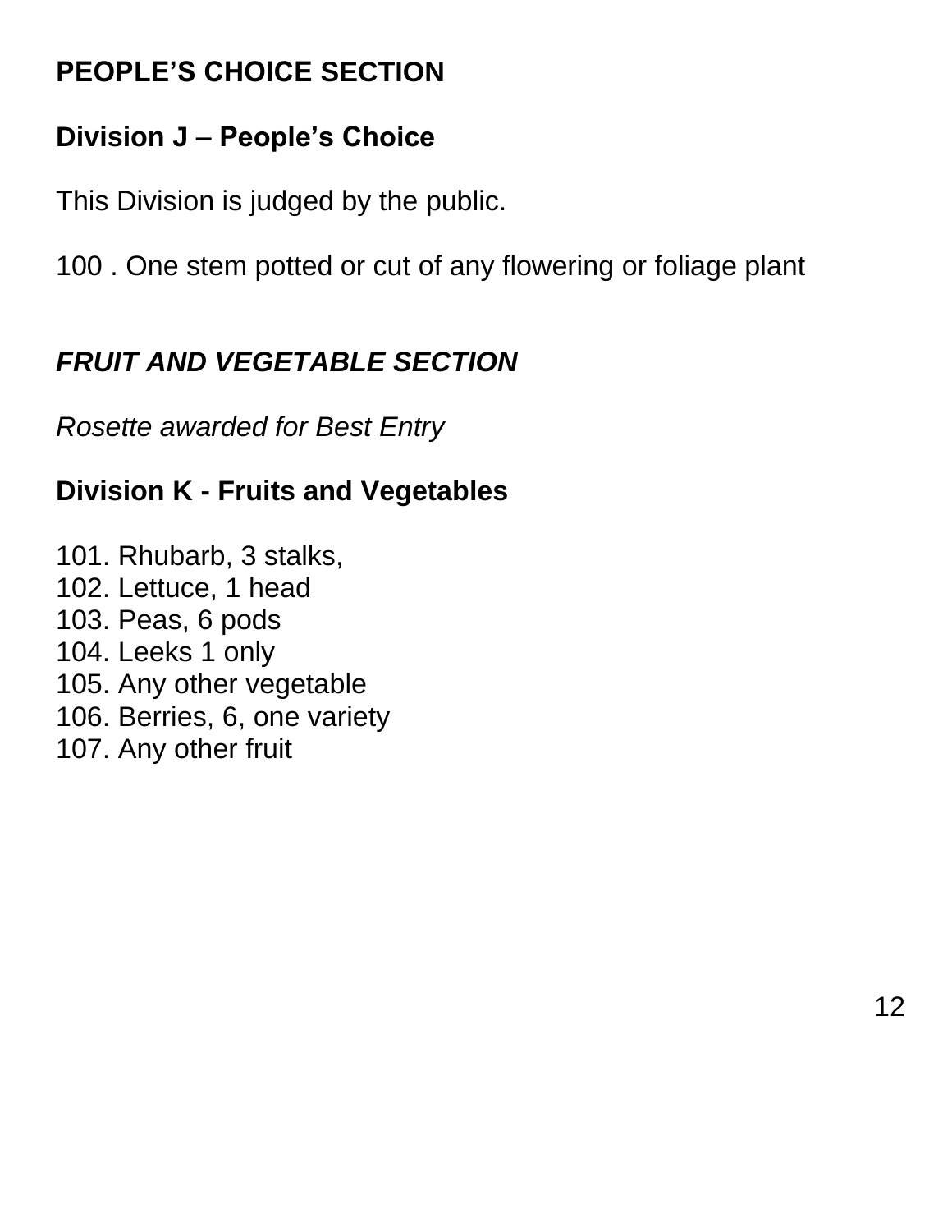## PEOPLE’S CHOICE SECTION

### Division J – People’s Choice

This Division is judged by the public.

100 . One stem potted or cut of any flowering or foliage plant

## *FRUIT AND VEGETABLE SECTION*

*Rosette awarded for Best Entry*

### Division K - Fruits and Vegetables

101. Rhubarb, 3 stalks,
102. Lettuce, 1 head
103. Peas, 6 pods
104. Leeks 1 only
105. Any other vegetable
106. Berries, 6, one variety
107. Any other fruit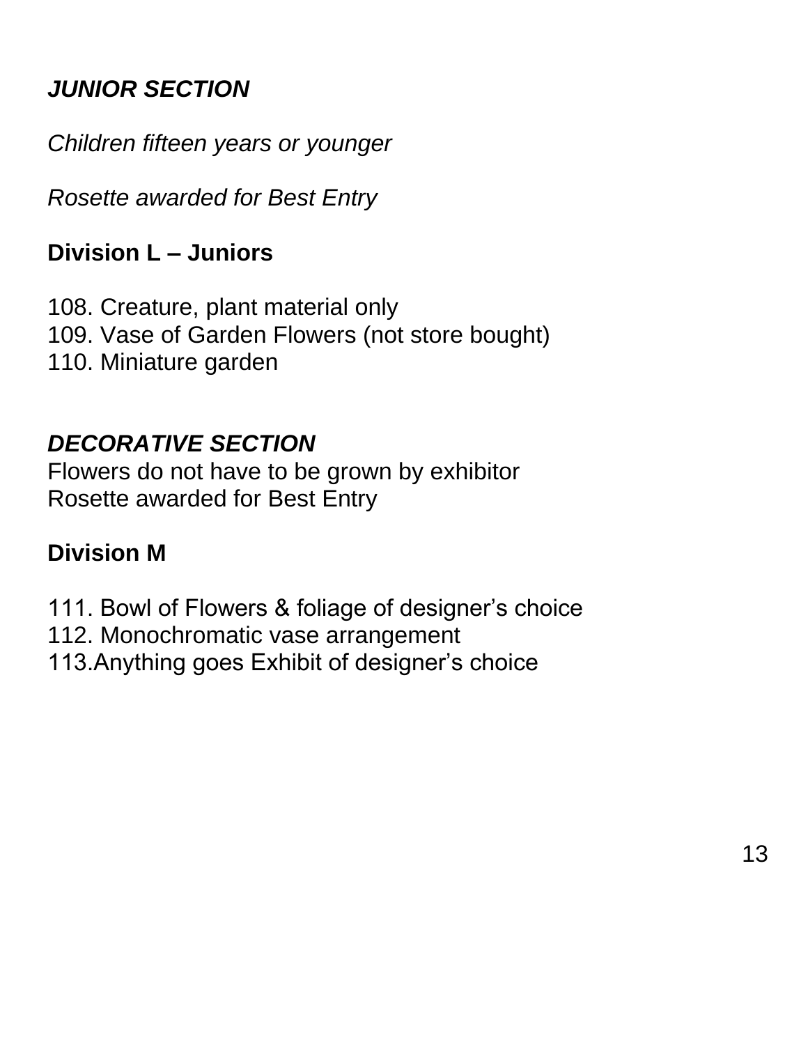## ***JUNIOR SECTION***

*Children fifteen years or younger*

*Rosette awarded for Best Entry*

### **Division L – Juniors**

108. Creature, plant material only
109. Vase of Garden Flowers (not store bought)
110. Miniature garden

## ***DECORATIVE SECTION***

Flowers do not have to be grown by exhibitor
Rosette awarded for Best Entry

### **Division M**

111. Bowl of Flowers & foliage of designer’s choice
112. Monochromatic vase arrangement
113.Anything goes Exhibit of designer’s choice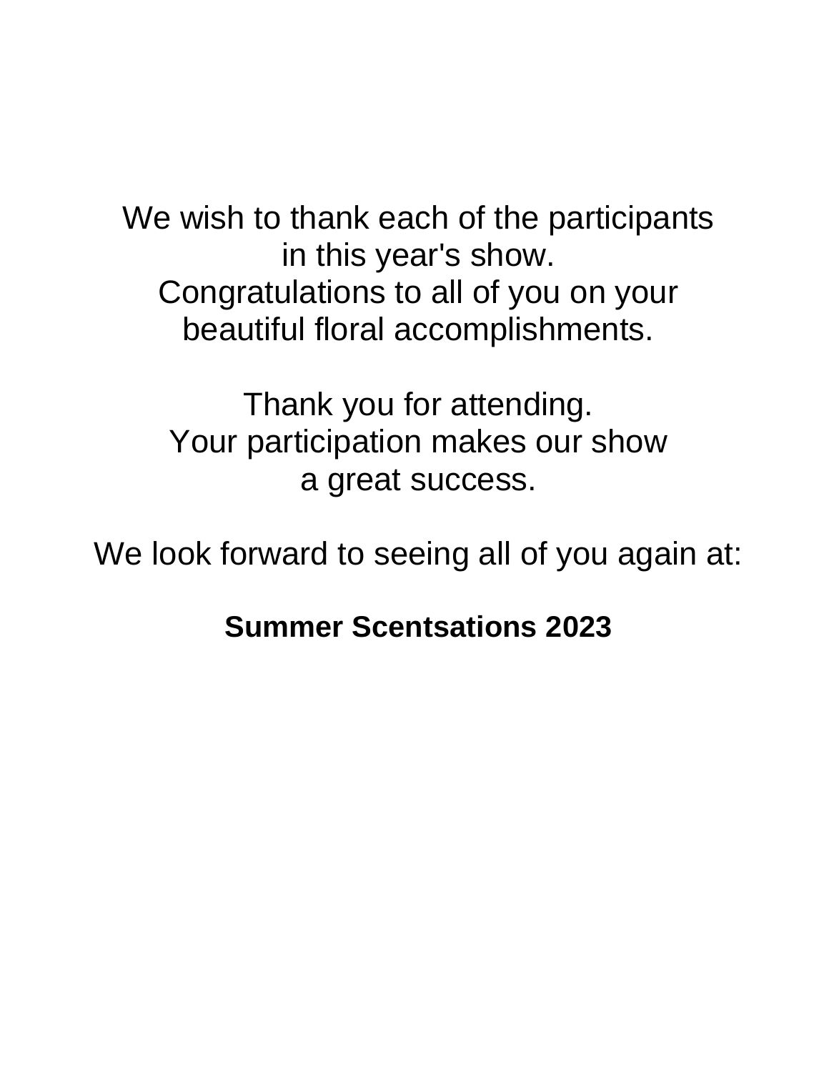We wish to thank each of the participants
in this year's show.
Congratulations to all of you on your
beautiful floral accomplishments.

Thank you for attending.
Your participation makes our show
a great success.

We look forward to seeing all of you again at:

**Summer Scentsations 2023**